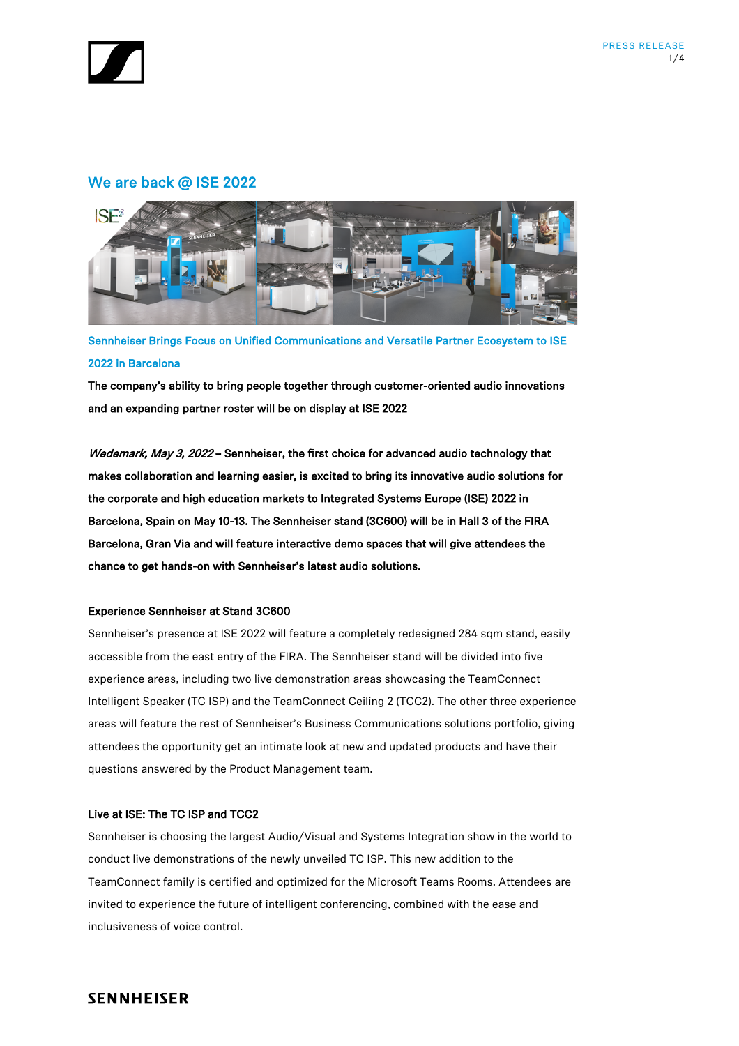# We are back @ ISE 2022

### Sennheiser Brings Focus on Unified Communications and Versatile Partner Ecosystem to ISE 2022 in Barcelona

**The company's ability to bring people together through customer-oriented audio innovations and an expanding partner roster will be on display at ISE 2022**

***Wedemark, May 3, 2022*** **– Sennheiser, the first choice for advanced audio technology that makes collaboration and learning easier, is excited to bring its innovative audio solutions for the corporate and high education markets to Integrated Systems Europe (ISE) 2022 in Barcelona, Spain on May 10-13. The Sennheiser stand (3C600) will be in Hall 3 of the FIRA Barcelona, Gran Via and will feature interactive demo spaces that will give attendees the chance to get hands-on with Sennheiser's latest audio solutions.**

**Experience Sennheiser at Stand 3C600**

Sennheiser's presence at ISE 2022 will feature a completely redesigned 284 sqm stand, easily accessible from the east entry of the FIRA. The Sennheiser stand will be divided into five experience areas, including two live demonstration areas showcasing the TeamConnect Intelligent Speaker (TC ISP) and the TeamConnect Ceiling 2 (TCC2). The other three experience areas will feature the rest of Sennheiser's Business Communications solutions portfolio, giving attendees the opportunity get an intimate look at new and updated products and have their questions answered by the Product Management team.

**Live at ISE: The TC ISP and TCC2**

Sennheiser is choosing the largest Audio/Visual and Systems Integration show in the world to conduct live demonstrations of the newly unveiled TC ISP. This new addition to the TeamConnect family is certified and optimized for the Microsoft Teams Rooms. Attendees are invited to experience the future of intelligent conferencing, combined with the ease and inclusiveness of voice control.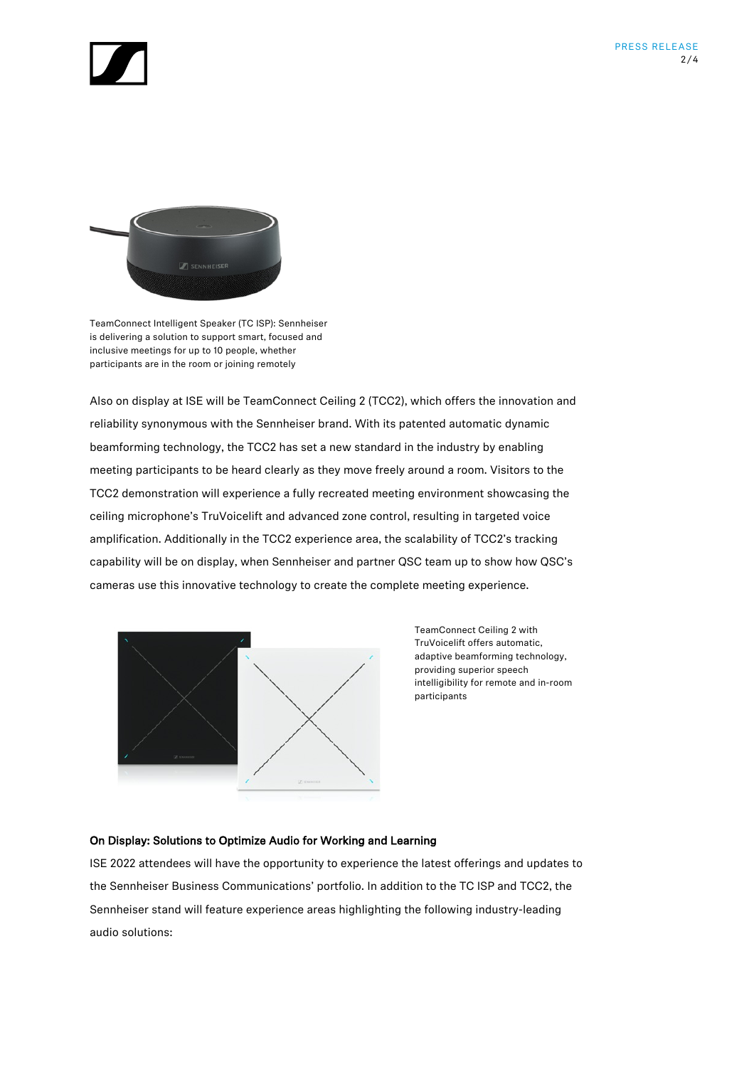TeamConnect Intelligent Speaker (TC ISP): Sennheiser is delivering a solution to support smart, focused and inclusive meetings for up to 10 people, whether participants are in the room or joining remotely

Also on display at ISE will be TeamConnect Ceiling 2 (TCC2), which offers the innovation and reliability synonymous with the Sennheiser brand. With its patented automatic dynamic beamforming technology, the TCC2 has set a new standard in the industry by enabling meeting participants to be heard clearly as they move freely around a room. Visitors to the TCC2 demonstration will experience a fully recreated meeting environment showcasing the ceiling microphone's TruVoicelift and advanced zone control, resulting in targeted voice amplification. Additionally in the TCC2 experience area, the scalability of TCC2's tracking capability will be on display, when Sennheiser and partner QSC team up to show how QSC's cameras use this innovative technology to create the complete meeting experience.

TeamConnect Ceiling 2 with TruVoicelift offers automatic, adaptive beamforming technology, providing superior speech intelligibility for remote and in-room participants

**On Display: Solutions to Optimize Audio for Working and Learning**

ISE 2022 attendees will have the opportunity to experience the latest offerings and updates to the Sennheiser Business Communications' portfolio. In addition to the TC ISP and TCC2, the Sennheiser stand will feature experience areas highlighting the following industry-leading audio solutions: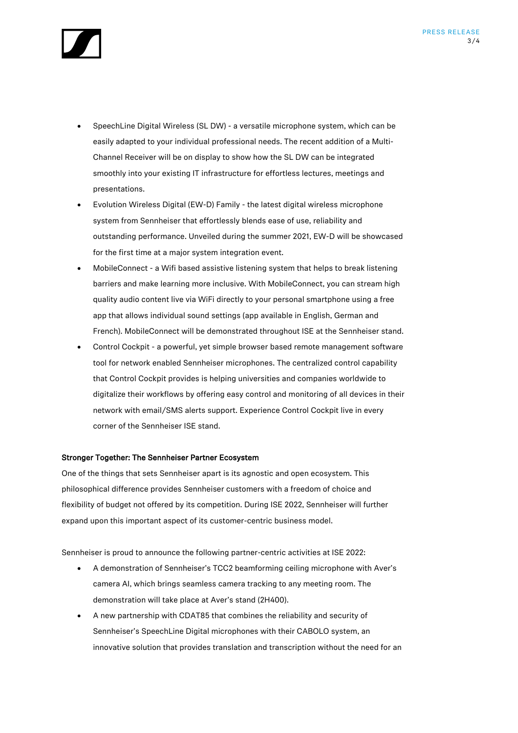- SpeechLine Digital Wireless (SL DW) - a versatile microphone system, which can be easily adapted to your individual professional needs. The recent addition of a Multi-Channel Receiver will be on display to show how the SL DW can be integrated smoothly into your existing IT infrastructure for effortless lectures, meetings and presentations.
- Evolution Wireless Digital (EW-D) Family - the latest digital wireless microphone system from Sennheiser that effortlessly blends ease of use, reliability and outstanding performance. Unveiled during the summer 2021, EW-D will be showcased for the first time at a major system integration event.
- MobileConnect - a Wifi based assistive listening system that helps to break listening barriers and make learning more inclusive. With MobileConnect, you can stream high quality audio content live via WiFi directly to your personal smartphone using a free app that allows individual sound settings (app available in English, German and French). MobileConnect will be demonstrated throughout ISE at the Sennheiser stand.
- Control Cockpit - a powerful, yet simple browser based remote management software tool for network enabled Sennheiser microphones. The centralized control capability that Control Cockpit provides is helping universities and companies worldwide to digitalize their workflows by offering easy control and monitoring of all devices in their network with email/SMS alerts support. Experience Control Cockpit live in every corner of the Sennheiser ISE stand.

**Stronger Together: The Sennheiser Partner Ecosystem**

One of the things that sets Sennheiser apart is its agnostic and open ecosystem. This philosophical difference provides Sennheiser customers with a freedom of choice and flexibility of budget not offered by its competition. During ISE 2022, Sennheiser will further expand upon this important aspect of its customer-centric business model.

Sennheiser is proud to announce the following partner-centric activities at ISE 2022:

- A demonstration of Sennheiser's TCC2 beamforming ceiling microphone with Aver's camera AI, which brings seamless camera tracking to any meeting room. The demonstration will take place at Aver's stand (2H400).
- A new partnership with CDAT85 that combines the reliability and security of Sennheiser's SpeechLine Digital microphones with their CABOLO system, an innovative solution that provides translation and transcription without the need for an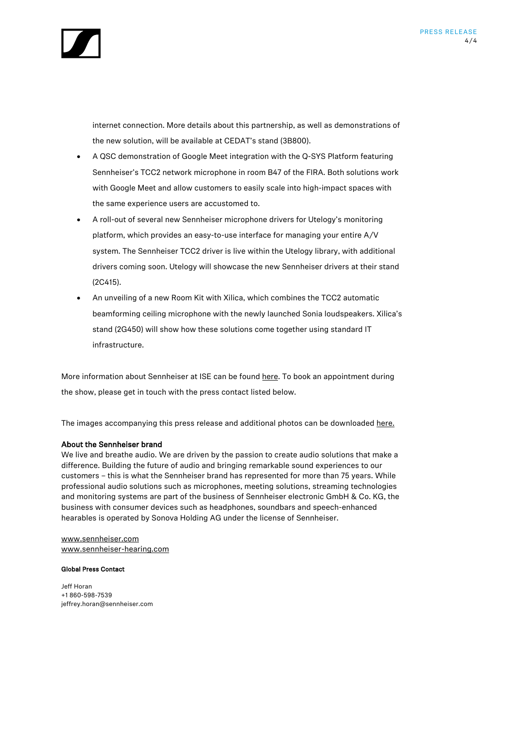internet connection. More details about this partnership, as well as demonstrations of the new solution, will be available at CEDAT's stand (3B800).

- A QSC demonstration of Google Meet integration with the Q-SYS Platform featuring Sennheiser's TCC2 network microphone in room B47 of the FIRA. Both solutions work with Google Meet and allow customers to easily scale into high-impact spaces with the same experience users are accustomed to.
- A roll-out of several new Sennheiser microphone drivers for Utelogy's monitoring platform, which provides an easy-to-use interface for managing your entire A/V system. The Sennheiser TCC2 driver is live within the Utelogy library, with additional drivers coming soon. Utelogy will showcase the new Sennheiser drivers at their stand (2C415).
- An unveiling of a new Room Kit with Xilica, which combines the TCC2 automatic beamforming ceiling microphone with the newly launched Sonia loudspeakers. Xilica's stand (2G450) will show how these solutions come together using standard IT infrastructure.

More information about Sennheiser at ISE can be found here. To book an appointment during the show, please get in touch with the press contact listed below.

The images accompanying this press release and additional photos can be downloaded here.

**About the Sennheiser brand**

We live and breathe audio. We are driven by the passion to create audio solutions that make a difference. Building the future of audio and bringing remarkable sound experiences to our customers – this is what the Sennheiser brand has represented for more than 75 years. While professional audio solutions such as microphones, meeting solutions, streaming technologies and monitoring systems are part of the business of Sennheiser electronic GmbH & Co. KG, the business with consumer devices such as headphones, soundbars and speech-enhanced hearables is operated by Sonova Holding AG under the license of Sennheiser.

www.sennheiser.com
www.sennheiser-hearing.com

**Global Press Contact**

Jeff Horan
+1 860-598-7539
jeffrey.horan@sennheiser.com